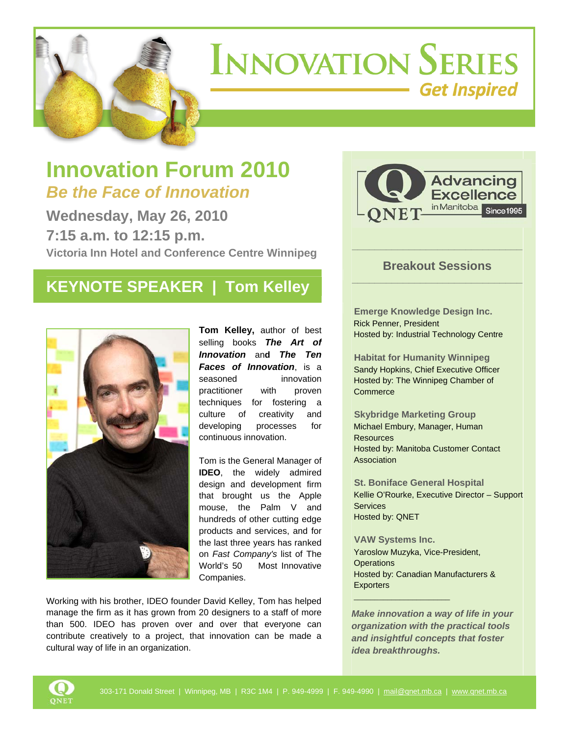# INNOVATION SERIES

*Get Inspired*

# Innovation Forum 2010

## *Be the Face of Innovation*

**Wednesday, May 26, 2010**

**7:15 a.m. to 12:15 p.m.**

**Victoria Inn Hotel and Conference Centre Winnipeg**

## KEYNOTE SPEAKER | Tom Kelley

**Tom Kelley,** author of best selling books ***The Art of Innovation*** and ***The Ten Faces of Innovation***, is a seasoned innovation practitioner with proven techniques for fostering a culture of creativity and developing processes for continuous innovation.

Tom is the General Manager of **IDEO**, the widely admired design and development firm that brought us the Apple mouse, the Palm V and hundreds of other cutting edge products and services, and for the last three years has ranked on *Fast Company's* list of The World's 50 Most Innovative Companies.

Working with his brother, IDEO founder David Kelley, Tom has helped manage the firm as it has grown from 20 designers to a staff of more than 500. IDEO has proven over and over that everyone can contribute creatively to a project, that innovation can be made a cultural way of life in an organization.

QNET Advancing Excellence in Manitoba Since 1995

### Breakout Sessions

**Emerge Knowledge Design Inc.**
Rick Penner, President
Hosted by: Industrial Technology Centre

**Habitat for Humanity Winnipeg**
Sandy Hopkins, Chief Executive Officer
Hosted by: The Winnipeg Chamber of Commerce

**Skybridge Marketing Group**
Michael Embury, Manager, Human Resources
Hosted by: Manitoba Customer Contact Association

**St. Boniface General Hospital**
Kellie O'Rourke, Executive Director – Support Services
Hosted by: QNET

**VAW Systems Inc.**
Yaroslow Muzyka, Vice-President, Operations
Hosted by: Canadian Manufacturers & Exporters

***Make innovation a way of life in your organization with the practical tools and insightful concepts that foster idea breakthroughs.***

303-171 Donald Street | Winnipeg, MB | R3C 1M4 | P. 949-4999 | F. 949-4990 | mail@qnet.mb.ca | www.qnet.mb.ca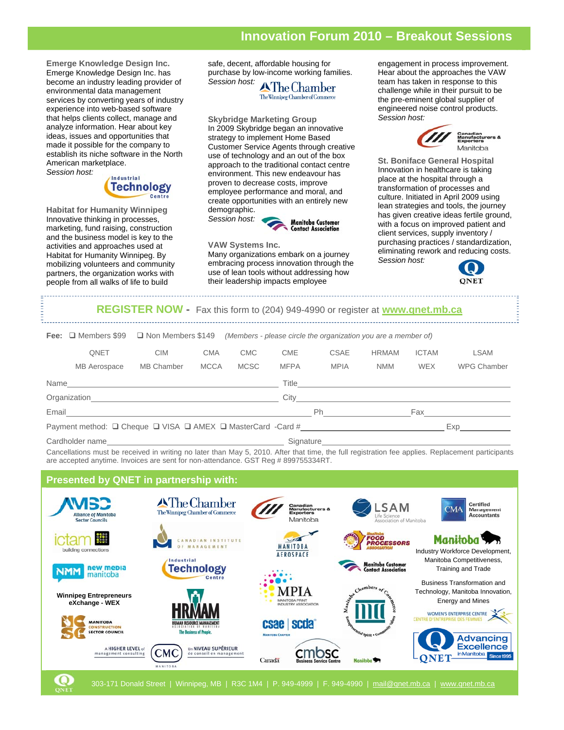# Innovation Forum 2010 – Breakout Sessions

**Emerge Knowledge Design Inc.**
Emerge Knowledge Design Inc. has become an industry leading provider of environmental data management services by converting years of industry experience into web-based software that helps clients collect, manage and analyze information. Hear about key ideas, issues and opportunities that made it possible for the company to establish its niche software in the North American marketplace.
*Session host:* Industrial Technology Centre

**Habitat for Humanity Winnipeg**
Innovative thinking in processes, marketing, fund raising, construction and the business model is key to the activities and approaches used at Habitat for Humanity Winnipeg. By mobilizing volunteers and community partners, the organization works with people from all walks of life to build safe, decent, affordable housing for purchase by low-income working families.
*Session host:* The Chamber – The Winnipeg Chamber of Commerce

**Skybridge Marketing Group**
In 2009 Skybridge began an innovative strategy to implement Home Based Customer Service Agents through creative use of technology and an out of the box approach to the traditional contact centre environment. This new endeavour has proven to decrease costs, improve employee performance and moral, and create opportunities with an entirely new demographic.
*Session host:* Manitoba Customer Contact Association

**VAW Systems Inc.**
Many organizations embark on a journey embracing process innovation through the use of lean tools without addressing how their leadership impacts employee engagement in process improvement. Hear about the approaches the VAW team has taken in response to this challenge while in their pursuit to be the pre-eminent global supplier of engineered noise control products.
*Session host:* Canadian Manufacturers & Exporters Manitoba

**St. Boniface General Hospital**
Innovation in healthcare is taking place at the hospital through a transformation of processes and culture. Initiated in April 2009 using lean strategies and tools, the journey has given creative ideas fertile ground, with a focus on improved patient and client services, supply inventory / purchasing practices / standardization, eliminating rework and reducing costs.
*Session host:* QNET

---

**REGISTER NOW -** Fax this form to (204) 949-4990 or register at www.qnet.mb.ca

**Fee:** ❑ Members $99 ❑ Non Members $149 *(Members - please circle the organization you are a member of)*

| | | | | | | | | |
|---|---|---|---|---|---|---|---|---|
| QNET | CIM | CMA | CMC | CME | CSAE | HRMAM | ICTAM | LSAM |
| MB Aerospace | MB Chamber | MCCA | MCSC | MFPA | MPIA | NMM | WEX | WPG Chamber |

Name\_\_\_\_\_\_\_\_\_\_\_\_\_\_\_\_\_\_\_\_ Title\_\_\_\_\_\_\_\_\_\_\_\_\_\_\_\_\_\_\_\_

Organization\_\_\_\_\_\_\_\_\_\_\_\_\_\_\_\_\_\_\_\_ City\_\_\_\_\_\_\_\_\_\_\_\_\_\_\_\_\_\_\_\_

Email\_\_\_\_\_\_\_\_\_\_\_\_\_\_\_\_\_\_\_\_ Ph\_\_\_\_\_\_\_\_\_\_ Fax\_\_\_\_\_\_\_\_\_\_

Payment method: ❑ Cheque ❑ VISA ❑ AMEX ❑ MasterCard -Card #\_\_\_\_\_\_\_\_\_\_\_\_\_\_\_\_\_\_\_\_ Exp\_\_\_\_\_\_\_\_

Cardholder name\_\_\_\_\_\_\_\_\_\_\_\_\_\_\_\_\_\_\_\_ Signature\_\_\_\_\_\_\_\_\_\_\_\_\_\_\_\_\_\_\_\_

Cancellations must be received in writing no later than May 5, 2010. After that time, the full registration fee applies. Replacement participants are accepted anytime. Invoices are sent for non-attendance. GST Reg # 899755334RT.

## Presented by QNET in partnership with:

AMSC – Alliance of Manitoba Sector Councils
The Chamber – The Winnipeg Chamber of Commerce
Canadian Manufacturers & Exporters Manitoba
LSAM – Life Science Association of Manitoba
CMA – Certified Management Accountants
ictam – building connections
Canadian Institute of Management
Manitoba Aerospace
Manitoba Food Processors Association
Manitoba – Industry Workforce Development, Manitoba Competitiveness, Training and Trade
NMM – new media manitoba
Industrial Technology Centre
Manitoba Customer Contact Association
Business Transformation and Technology, Manitoba Innovation, Energy and Mines
MPIA – Manitoba Print Industry Association
Winnipeg Entrepreneurs eXchange - WEX
HRMAM – Human Resource Management Association of Manitoba – The Business of People
Manitoba Chambers of Commerce – Entrepreneurial Spirit • Community Values
Women's Enterprise Centre – Centre d'entreprise des femmes
Manitoba Construction Sector Council
csae | scda – Manitoba Chapter
QNET – Advancing Excellence in Manitoba – Since 1995
A higher level of management consulting – CMC Manitoba – Un niveau supérieur de conseil en management
Canada – cmbsc Business Service Centre – Manitoba

303-171 Donald Street | Winnipeg, MB | R3C 1M4 | P. 949-4999 | F. 949-4990 | mail@qnet.mb.ca | www.qnet.mb.ca